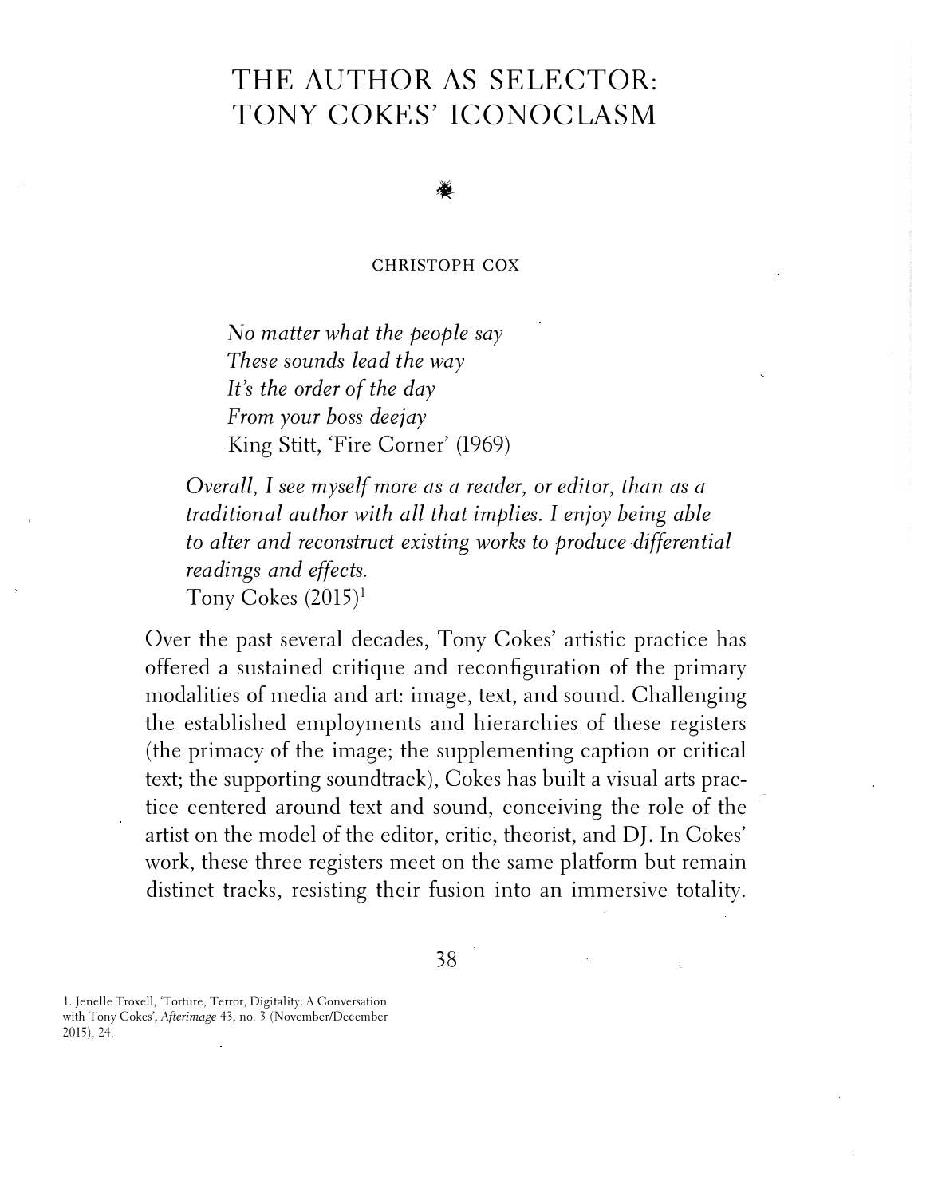# THE AUTHOR AS SELECTOR: TONY COKES' ICONOCLASM

CHRISTOPH COX

> *No matter what the people say*
> *These sounds lead the way*
> *It's the order of the day*
> *From your boss deejay*
> King Stitt, 'Fire Corner' (1969)

> *Overall, I see myself more as a reader, or editor, than as a traditional author with all that implies. I enjoy being able to alter and reconstruct existing works to produce differential readings and effects.*
> Tony Cokes (2015)[1]

Over the past several decades, Tony Cokes' artistic practice has offered a sustained critique and reconfiguration of the primary modalities of media and art: image, text, and sound. Challenging the established employments and hierarchies of these registers (the primacy of the image; the supplementing caption or critical text; the supporting soundtrack), Cokes has built a visual arts practice centered around text and sound, conceiving the role of the artist on the model of the editor, critic, theorist, and DJ. In Cokes' work, these three registers meet on the same platform but remain distinct tracks, resisting their fusion into an immersive totality.

1. Jenelle Troxell, 'Torture, Terror, Digitality: A Conversation with Tony Cokes', *Afterimage* 43, no. 3 (November/December 2015), 24.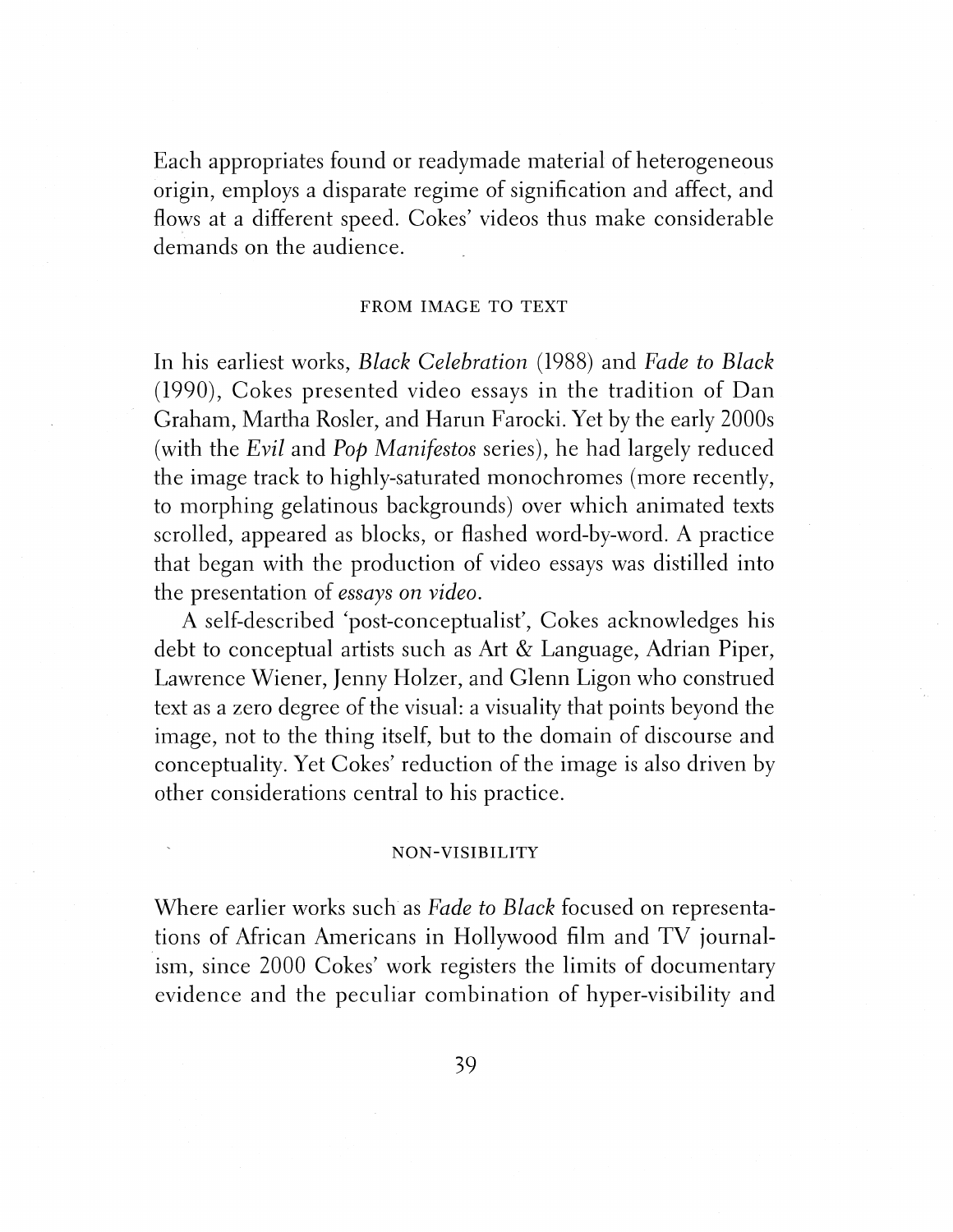Each appropriates found or readymade material of heterogeneous origin, employs a disparate regime of signification and affect, and flows at a different speed. Cokes' videos thus make considerable demands on the audience.

## FROM IMAGE TO TEXT

In his earliest works, *Black Celebration* (1988) and *Fade to Black* (1990), Cokes presented video essays in the tradition of Dan Graham, Martha Rosler, and Harun Farocki. Yet by the early 2000s (with the *Evil* and *Pop Manifestos* series), he had largely reduced the image track to highly-saturated monochromes (more recently, to morphing gelatinous backgrounds) over which animated texts scrolled, appeared as blocks, or flashed word-by-word. A practice that began with the production of video essays was distilled into the presentation of *essays on video*.

A self-described 'post-conceptualist', Cokes acknowledges his debt to conceptual artists such as Art & Language, Adrian Piper, Lawrence Wiener, Jenny Holzer, and Glenn Ligon who construed text as a zero degree of the visual: a visuality that points beyond the image, not to the thing itself, but to the domain of discourse and conceptuality. Yet Cokes' reduction of the image is also driven by other considerations central to his practice.

## NON-VISIBILITY

Where earlier works such as *Fade to Black* focused on representations of African Americans in Hollywood film and TV journalism, since 2000 Cokes' work registers the limits of documentary evidence and the peculiar combination of hyper-visibility and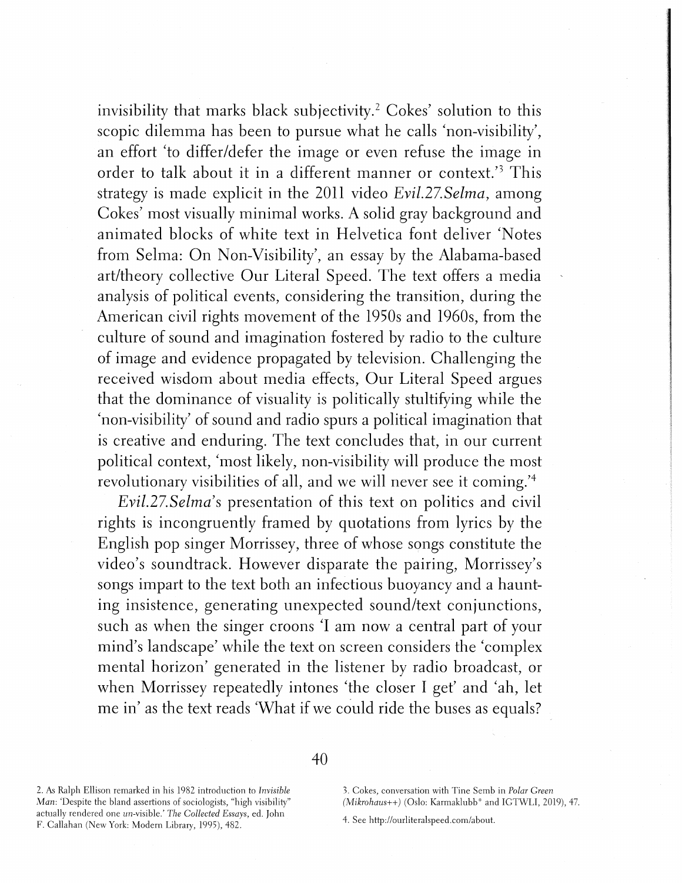invisibility that marks black subjectivity.[2] Cokes' solution to this scopic dilemma has been to pursue what he calls 'non-visibility', an effort 'to differ/defer the image or even refuse the image in order to talk about it in a different manner or context.'[3] This strategy is made explicit in the 2011 video *Evil.27.Selma*, among Cokes' most visually minimal works. A solid gray background and animated blocks of white text in Helvetica font deliver 'Notes from Selma: On Non-Visibility', an essay by the Alabama-based art/theory collective Our Literal Speed. The text offers a media analysis of political events, considering the transition, during the American civil rights movement of the 1950s and 1960s, from the culture of sound and imagination fostered by radio to the culture of image and evidence propagated by television. Challenging the received wisdom about media effects, Our Literal Speed argues that the dominance of visuality is politically stultifying while the 'non-visibility' of sound and radio spurs a political imagination that is creative and enduring. The text concludes that, in our current political context, 'most likely, non-visibility will produce the most revolutionary visibilities of all, and we will never see it coming.'[4]

*Evil.27.Selma*'s presentation of this text on politics and civil rights is incongruently framed by quotations from lyrics by the English pop singer Morrissey, three of whose songs constitute the video's soundtrack. However disparate the pairing, Morrissey's songs impart to the text both an infectious buoyancy and a haunting insistence, generating unexpected sound/text conjunctions, such as when the singer croons 'I am now a central part of your mind's landscape' while the text on screen considers the 'complex mental horizon' generated in the listener by radio broadcast, or when Morrissey repeatedly intones 'the closer I get' and 'ah, let me in' as the text reads 'What if we could ride the buses as equals?

2. As Ralph Ellison remarked in his 1982 introduction to *Invisible Man*: 'Despite the bland assertions of sociologists, "high visibility" actually rendered one *un*-visible.' *The Collected Essays*, ed. John F. Callahan (New York: Modern Library, 1995), 482.

3. Cokes, conversation with Tine Semb in *Polar Green (Mikrohaus++)* (Oslo: Karmaklubb* and IGTWLI, 2019), 47.

4. See http://ourliteralspeed.com/about.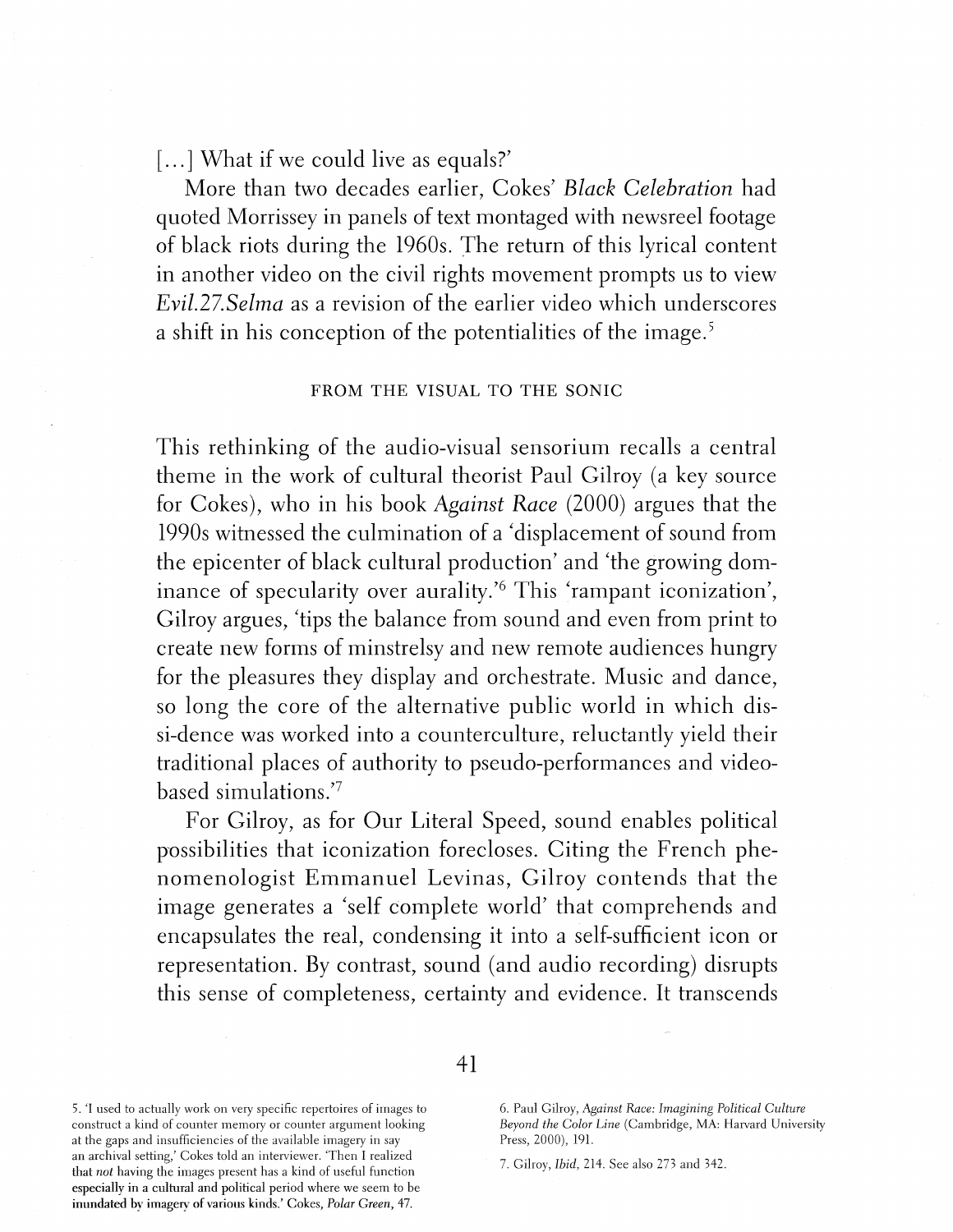[...] What if we could live as equals?'

More than two decades earlier, Cokes' *Black Celebration* had quoted Morrissey in panels of text montaged with newsreel footage of black riots during the 1960s. The return of this lyrical content in another video on the civil rights movement prompts us to view *Evil.27.Selma* as a revision of the earlier video which underscores a shift in his conception of the potentialities of the image.[5]

## FROM THE VISUAL TO THE SONIC

This rethinking of the audio-visual sensorium recalls a central theme in the work of cultural theorist Paul Gilroy (a key source for Cokes), who in his book *Against Race* (2000) argues that the 1990s witnessed the culmination of a 'displacement of sound from the epicenter of black cultural production' and 'the growing dominance of specularity over aurality.'[6] This 'rampant iconization', Gilroy argues, 'tips the balance from sound and even from print to create new forms of minstrelsy and new remote audiences hungry for the pleasures they display and orchestrate. Music and dance, so long the core of the alternative public world in which dis-si-dence was worked into a counterculture, reluctantly yield their traditional places of authority to pseudo-performances and video-based simulations.'[7]

For Gilroy, as for Our Literal Speed, sound enables political possibilities that iconization forecloses. Citing the French phenomenologist Emmanuel Levinas, Gilroy contends that the image generates a 'self complete world' that comprehends and encapsulates the real, condensing it into a self-sufficient icon or representation. By contrast, sound (and audio recording) disrupts this sense of completeness, certainty and evidence. It transcends

5. 'I used to actually work on very specific repertoires of images to construct a kind of counter memory or counter argument looking at the gaps and insufficiencies of the available imagery in say an archival setting,' Cokes told an interviewer. 'Then I realized that *not* having the images present has a kind of useful function especially in a cultural and political period where we seem to be inundated by imagery of various kinds.' Cokes, *Polar Green*, 47.

6. Paul Gilroy, *Against Race: Imagining Political Culture Beyond the Color Line* (Cambridge, MA: Harvard University Press, 2000), 191.

7. Gilroy, *Ibid*, 214. See also 273 and 342.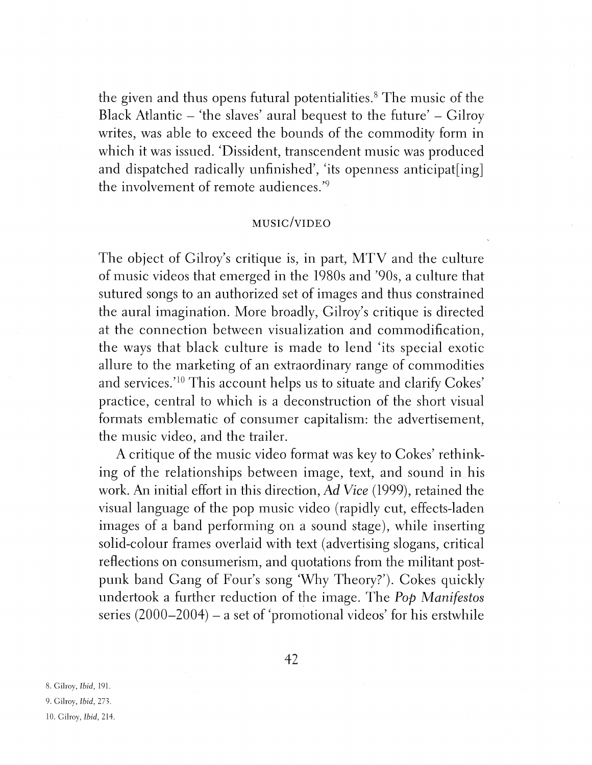the given and thus opens futural potentialities.[8] The music of the Black Atlantic – 'the slaves' aural bequest to the future' – Gilroy writes, was able to exceed the bounds of the commodity form in which it was issued. 'Dissident, transcendent music was produced and dispatched radically unfinished', 'its openness anticipat[ing] the involvement of remote audiences.'[9]

## MUSIC/VIDEO

The object of Gilroy's critique is, in part, MTV and the culture of music videos that emerged in the 1980s and '90s, a culture that sutured songs to an authorized set of images and thus constrained the aural imagination. More broadly, Gilroy's critique is directed at the connection between visualization and commodification, the ways that black culture is made to lend 'its special exotic allure to the marketing of an extraordinary range of commodities and services.'[10] This account helps us to situate and clarify Cokes' practice, central to which is a deconstruction of the short visual formats emblematic of consumer capitalism: the advertisement, the music video, and the trailer.

A critique of the music video format was key to Cokes' rethinking of the relationships between image, text, and sound in his work. An initial effort in this direction, *Ad Vice* (1999), retained the visual language of the pop music video (rapidly cut, effects-laden images of a band performing on a sound stage), while inserting solid-colour frames overlaid with text (advertising slogans, critical reflections on consumerism, and quotations from the militant post-punk band Gang of Four's song 'Why Theory?'). Cokes quickly undertook a further reduction of the image. The *Pop Manifestos* series (2000–2004) – a set of 'promotional videos' for his erstwhile

8. Gilroy, *Ibid*, 191.
9. Gilroy, *Ibid*, 273.
10. Gilroy, *Ibid*, 214.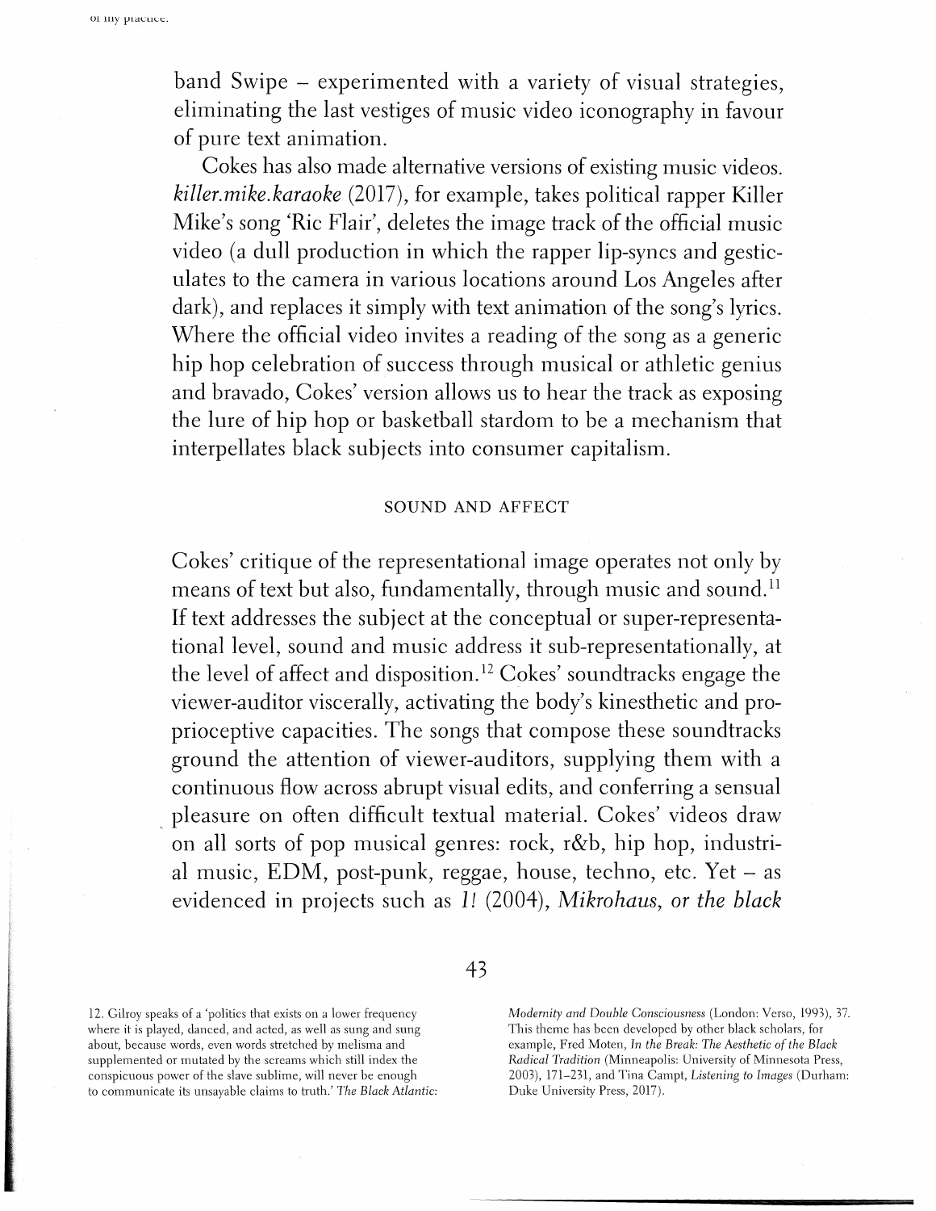band Swipe – experimented with a variety of visual strategies, eliminating the last vestiges of music video iconography in favour of pure text animation.

Cokes has also made alternative versions of existing music videos. *killer.mike.karaoke* (2017), for example, takes political rapper Killer Mike's song 'Ric Flair', deletes the image track of the official music video (a dull production in which the rapper lip-syncs and gesticulates to the camera in various locations around Los Angeles after dark), and replaces it simply with text animation of the song's lyrics. Where the official video invites a reading of the song as a generic hip hop celebration of success through musical or athletic genius and bravado, Cokes' version allows us to hear the track as exposing the lure of hip hop or basketball stardom to be a mechanism that interpellates black subjects into consumer capitalism.

## SOUND AND AFFECT

Cokes' critique of the representational image operates not only by means of text but also, fundamentally, through music and sound.[11] If text addresses the subject at the conceptual or super-representational level, sound and music address it sub-representationally, at the level of affect and disposition.[12] Cokes' soundtracks engage the viewer-auditor viscerally, activating the body's kinesthetic and proprioceptive capacities. The songs that compose these soundtracks ground the attention of viewer-auditors, supplying them with a continuous flow across abrupt visual edits, and conferring a sensual pleasure on often difficult textual material. Cokes' videos draw on all sorts of pop musical genres: rock, r&b, hip hop, industrial music, EDM, post-punk, reggae, house, techno, etc. Yet – as evidenced in projects such as *1!* (2004), *Mikrohaus, or the black*

12. Gilroy speaks of a 'politics that exists on a lower frequency where it is played, danced, and acted, as well as sung and sung about, because words, even words stretched by melisma and supplemented or mutated by the screams which still index the conspicuous power of the slave sublime, will never be enough to communicate its unsayable claims to truth.' *The Black Atlantic: Modernity and Double Consciousness* (London: Verso, 1993), 37. This theme has been developed by other black scholars, for example, Fred Moten, *In the Break: The Aesthetic of the Black Radical Tradition* (Minneapolis: University of Minnesota Press, 2003), 171–231, and Tina Campt, *Listening to Images* (Durham: Duke University Press, 2017).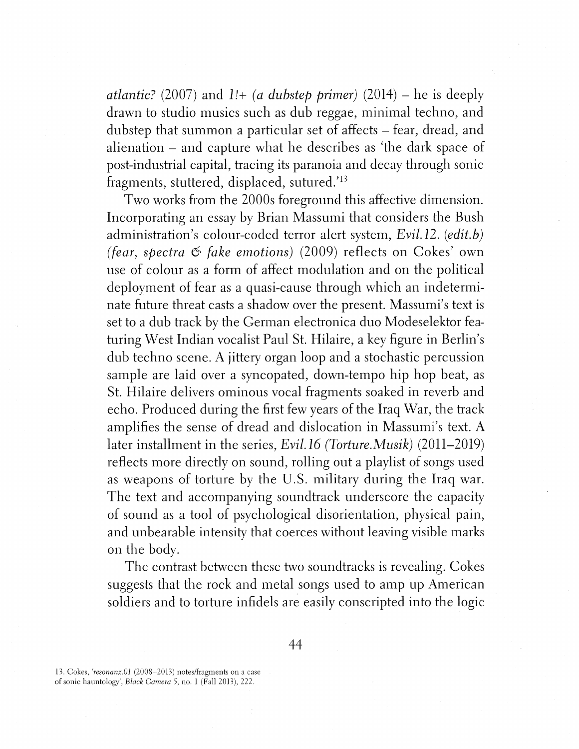*atlantic?* (2007) and *1!+ (a dubstep primer)* (2014) – he is deeply drawn to studio musics such as dub reggae, minimal techno, and dubstep that summon a particular set of affects – fear, dread, and alienation – and capture what he describes as 'the dark space of post-industrial capital, tracing its paranoia and decay through sonic fragments, stuttered, displaced, sutured.'[13]

Two works from the 2000s foreground this affective dimension. Incorporating an essay by Brian Massumi that considers the Bush administration's colour-coded terror alert system, *Evil.12. (edit.b) (fear, spectra & fake emotions)* (2009) reflects on Cokes' own use of colour as a form of affect modulation and on the political deployment of fear as a quasi-cause through which an indeterminate future threat casts a shadow over the present. Massumi's text is set to a dub track by the German electronica duo Modeselektor featuring West Indian vocalist Paul St. Hilaire, a key figure in Berlin's dub techno scene. A jittery organ loop and a stochastic percussion sample are laid over a syncopated, down-tempo hip hop beat, as St. Hilaire delivers ominous vocal fragments soaked in reverb and echo. Produced during the first few years of the Iraq War, the track amplifies the sense of dread and dislocation in Massumi's text. A later installment in the series, *Evil.16 (Torture.Musik)* (2011–2019) reflects more directly on sound, rolling out a playlist of songs used as weapons of torture by the U.S. military during the Iraq war. The text and accompanying soundtrack underscore the capacity of sound as a tool of psychological disorientation, physical pain, and unbearable intensity that coerces without leaving visible marks on the body.

The contrast between these two soundtracks is revealing. Cokes suggests that the rock and metal songs used to amp up American soldiers and to torture infidels are easily conscripted into the logic

13. Cokes, '*resonanz.01* (2008–2013) notes/fragments on a case of sonic hauntology', *Black Camera* 5, no. 1 (Fall 2013), 222.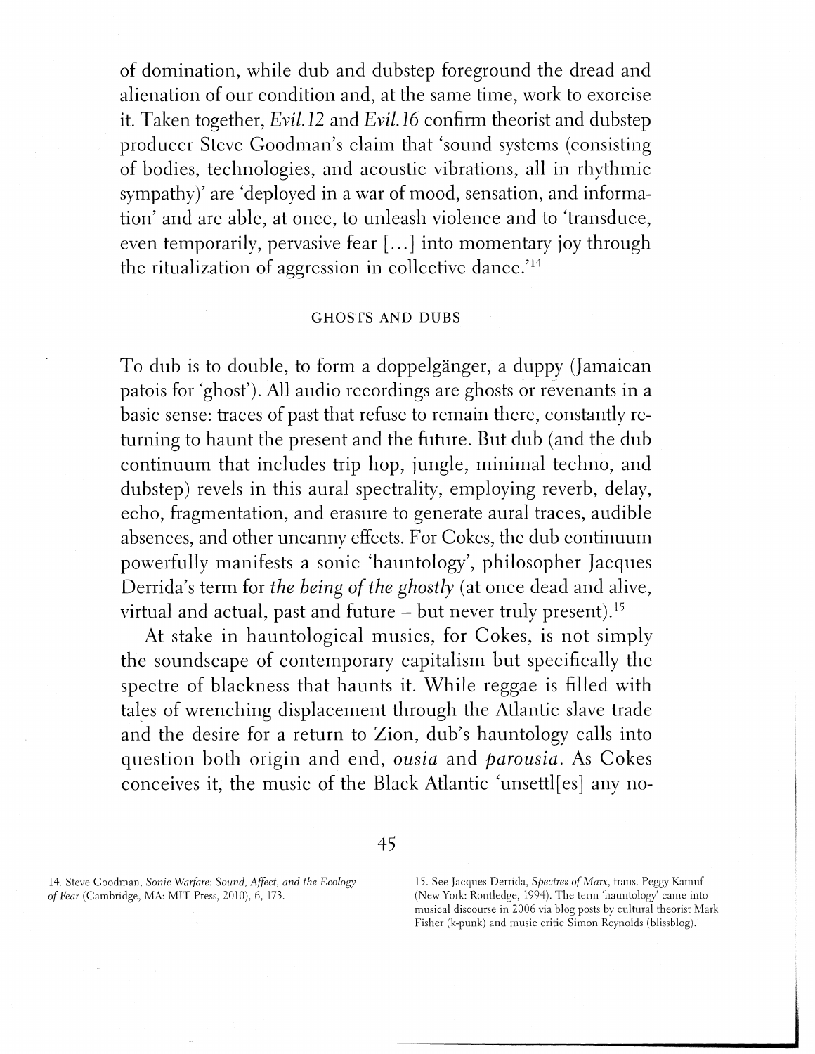of domination, while dub and dubstep foreground the dread and alienation of our condition and, at the same time, work to exorcise it. Taken together, *Evil.12* and *Evil.16* confirm theorist and dubstep producer Steve Goodman's claim that 'sound systems (consisting of bodies, technologies, and acoustic vibrations, all in rhythmic sympathy)' are 'deployed in a war of mood, sensation, and information' and are able, at once, to unleash violence and to 'transduce, even temporarily, pervasive fear [...] into momentary joy through the ritualization of aggression in collective dance.'[14]

## GHOSTS AND DUBS

To dub is to double, to form a doppelgänger, a duppy (Jamaican patois for 'ghost'). All audio recordings are ghosts or revenants in a basic sense: traces of past that refuse to remain there, constantly returning to haunt the present and the future. But dub (and the dub continuum that includes trip hop, jungle, minimal techno, and dubstep) revels in this aural spectrality, employing reverb, delay, echo, fragmentation, and erasure to generate aural traces, audible absences, and other uncanny effects. For Cokes, the dub continuum powerfully manifests a sonic 'hauntology', philosopher Jacques Derrida's term for *the being of the ghostly* (at once dead and alive, virtual and actual, past and future – but never truly present).[15]

At stake in hauntological musics, for Cokes, is not simply the soundscape of contemporary capitalism but specifically the spectre of blackness that haunts it. While reggae is filled with tales of wrenching displacement through the Atlantic slave trade and the desire for a return to Zion, dub's hauntology calls into question both origin and end, *ousia* and *parousia*. As Cokes conceives it, the music of the Black Atlantic 'unsettl[es] any no-

14. Steve Goodman, *Sonic Warfare: Sound, Affect, and the Ecology of Fear* (Cambridge, MA: MIT Press, 2010), 6, 173.

15. See Jacques Derrida, *Spectres of Marx*, trans. Peggy Kamuf (New York: Routledge, 1994). The term 'hauntology' came into musical discourse in 2006 via blog posts by cultural theorist Mark Fisher (k-punk) and music critic Simon Reynolds (blissblog).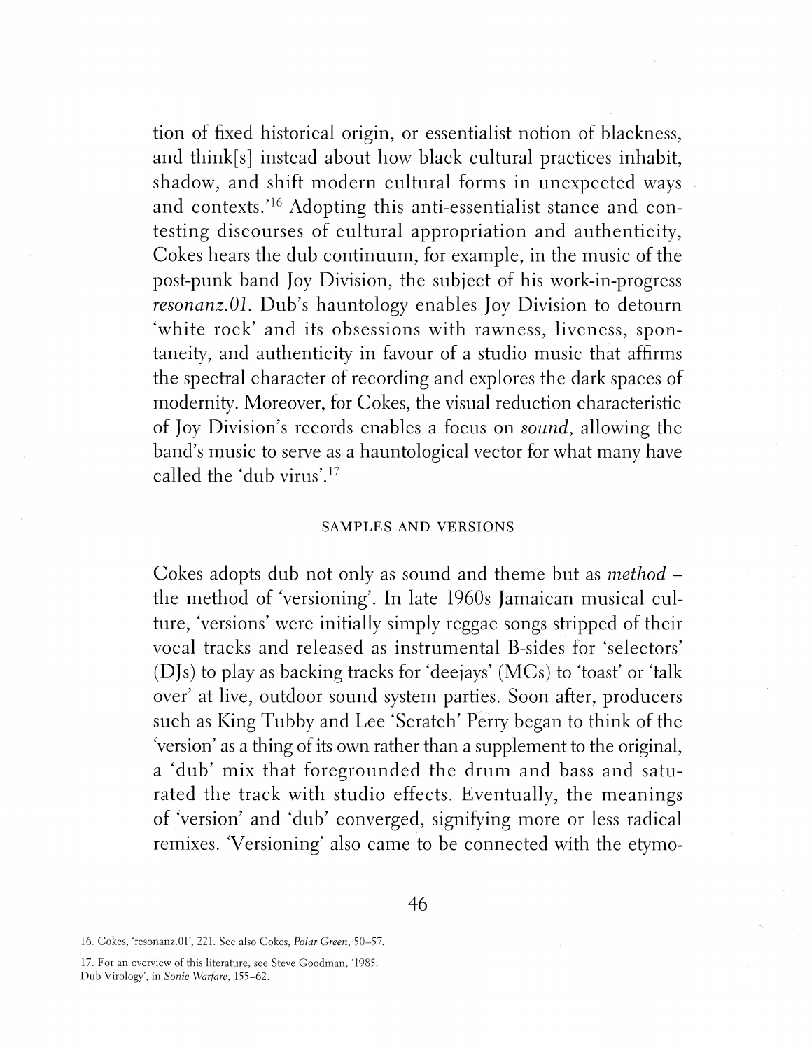tion of fixed historical origin, or essentialist notion of blackness, and think[s] instead about how black cultural practices inhabit, shadow, and shift modern cultural forms in unexpected ways and contexts.'[16] Adopting this anti-essentialist stance and contesting discourses of cultural appropriation and authenticity, Cokes hears the dub continuum, for example, in the music of the post-punk band Joy Division, the subject of his work-in-progress *resonanz.01*. Dub's hauntology enables Joy Division to detourn 'white rock' and its obsessions with rawness, liveness, spontaneity, and authenticity in favour of a studio music that affirms the spectral character of recording and explores the dark spaces of modernity. Moreover, for Cokes, the visual reduction characteristic of Joy Division's records enables a focus on *sound*, allowing the band's music to serve as a hauntological vector for what many have called the 'dub virus'.[17]

## SAMPLES AND VERSIONS

Cokes adopts dub not only as sound and theme but as *method* – the method of 'versioning'. In late 1960s Jamaican musical culture, 'versions' were initially simply reggae songs stripped of their vocal tracks and released as instrumental B-sides for 'selectors' (DJs) to play as backing tracks for 'deejays' (MCs) to 'toast' or 'talk over' at live, outdoor sound system parties. Soon after, producers such as King Tubby and Lee 'Scratch' Perry began to think of the 'version' as a thing of its own rather than a supplement to the original, a 'dub' mix that foregrounded the drum and bass and saturated the track with studio effects. Eventually, the meanings of 'version' and 'dub' converged, signifying more or less radical remixes. 'Versioning' also came to be connected with the etymo-

16. Cokes, 'resonanz.01', 221. See also Cokes, *Polar Green*, 50–57.

17. For an overview of this literature, see Steve Goodman, '1985: Dub Virology', in *Sonic Warfare*, 155–62.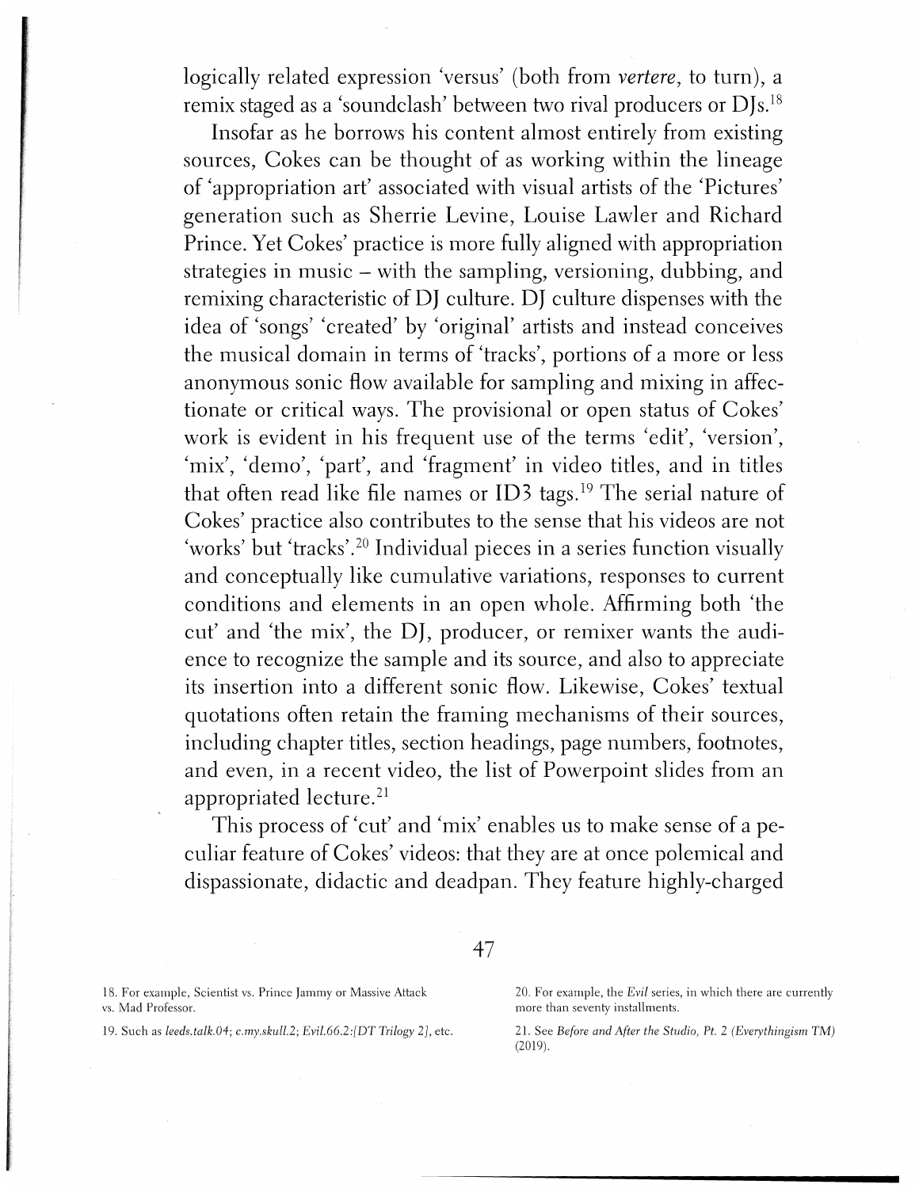logically related expression 'versus' (both from *vertere*, to turn), a remix staged as a 'soundclash' between two rival producers or DJs.[18]

Insofar as he borrows his content almost entirely from existing sources, Cokes can be thought of as working within the lineage of 'appropriation art' associated with visual artists of the 'Pictures' generation such as Sherrie Levine, Louise Lawler and Richard Prince. Yet Cokes' practice is more fully aligned with appropriation strategies in music – with the sampling, versioning, dubbing, and remixing characteristic of DJ culture. DJ culture dispenses with the idea of 'songs' 'created' by 'original' artists and instead conceives the musical domain in terms of 'tracks', portions of a more or less anonymous sonic flow available for sampling and mixing in affectionate or critical ways. The provisional or open status of Cokes' work is evident in his frequent use of the terms 'edit', 'version', 'mix', 'demo', 'part', and 'fragment' in video titles, and in titles that often read like file names or ID3 tags.[19] The serial nature of Cokes' practice also contributes to the sense that his videos are not 'works' but 'tracks'.[20] Individual pieces in a series function visually and conceptually like cumulative variations, responses to current conditions and elements in an open whole. Affirming both 'the cut' and 'the mix', the DJ, producer, or remixer wants the audience to recognize the sample and its source, and also to appreciate its insertion into a different sonic flow. Likewise, Cokes' textual quotations often retain the framing mechanisms of their sources, including chapter titles, section headings, page numbers, footnotes, and even, in a recent video, the list of Powerpoint slides from an appropriated lecture.[21]

This process of 'cut' and 'mix' enables us to make sense of a peculiar feature of Cokes' videos: that they are at once polemical and dispassionate, didactic and deadpan. They feature highly-charged

18. For example, Scientist vs. Prince Jammy or Massive Attack vs. Mad Professor.

19. Such as *leeds.talk.04*; *c.my.skull.2*; *Evil.66.2:[DT Trilogy 2]*, etc.

20. For example, the *Evil* series, in which there are currently more than seventy installments.

21. See *Before and After the Studio, Pt. 2 (Everythingism TM)* (2019).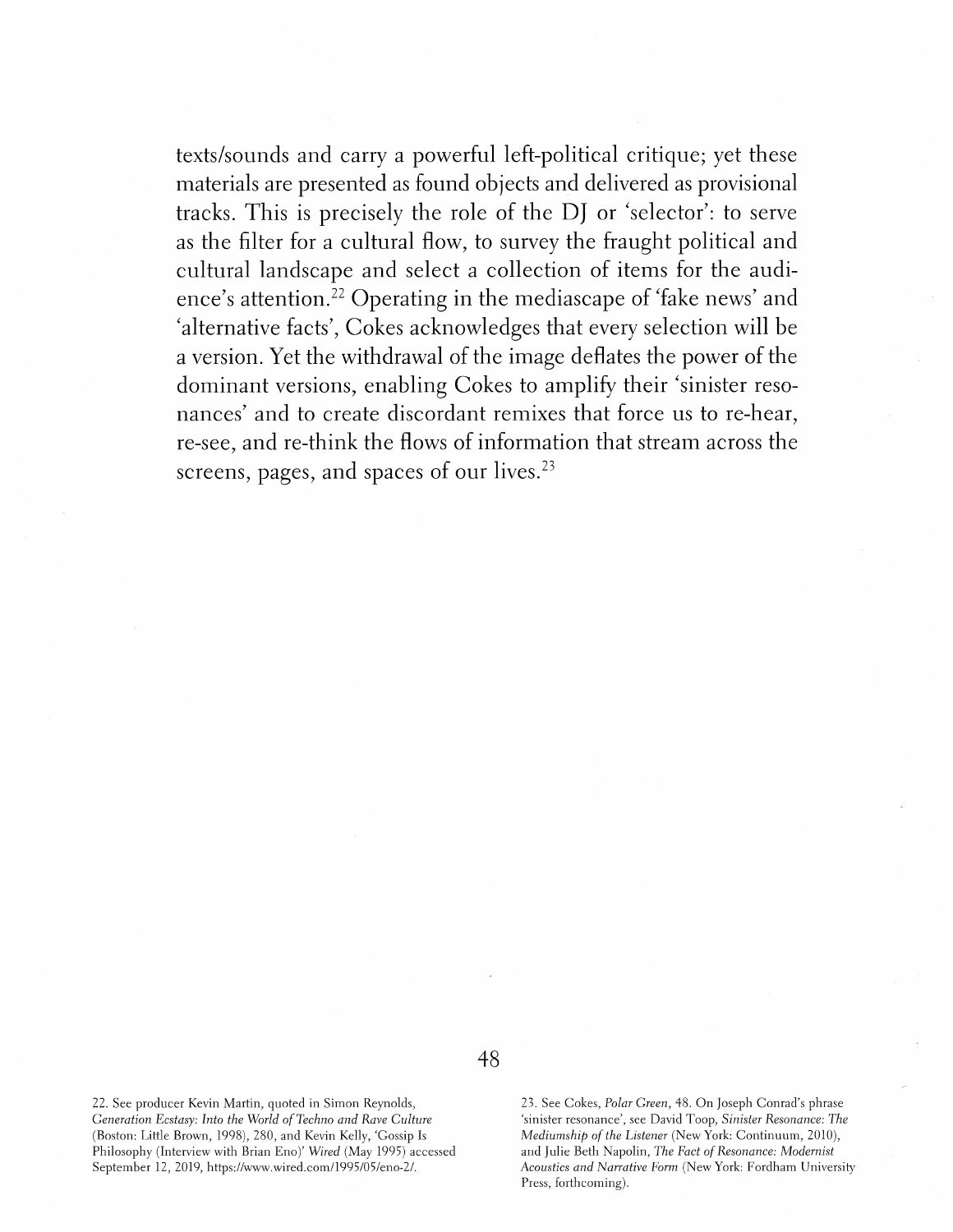texts/sounds and carry a powerful left-political critique; yet these materials are presented as found objects and delivered as provisional tracks. This is precisely the role of the DJ or 'selector': to serve as the filter for a cultural flow, to survey the fraught political and cultural landscape and select a collection of items for the audience's attention.[22] Operating in the mediascape of 'fake news' and 'alternative facts', Cokes acknowledges that every selection will be a version. Yet the withdrawal of the image deflates the power of the dominant versions, enabling Cokes to amplify their 'sinister resonances' and to create discordant remixes that force us to re-hear, re-see, and re-think the flows of information that stream across the screens, pages, and spaces of our lives.[23]

22. See producer Kevin Martin, quoted in Simon Reynolds, *Generation Ecstasy: Into the World of Techno and Rave Culture* (Boston: Little Brown, 1998), 280, and Kevin Kelly, 'Gossip Is Philosophy (Interview with Brian Eno)' *Wired* (May 1995) accessed September 12, 2019, https://www.wired.com/1995/05/eno-2/.

23. See Cokes, *Polar Green*, 48. On Joseph Conrad's phrase 'sinister resonance', see David Toop, *Sinister Resonance: The Mediumship of the Listener* (New York: Continuum, 2010), and Julie Beth Napolin, *The Fact of Resonance: Modernist Acoustics and Narrative Form* (New York: Fordham University Press, forthcoming).